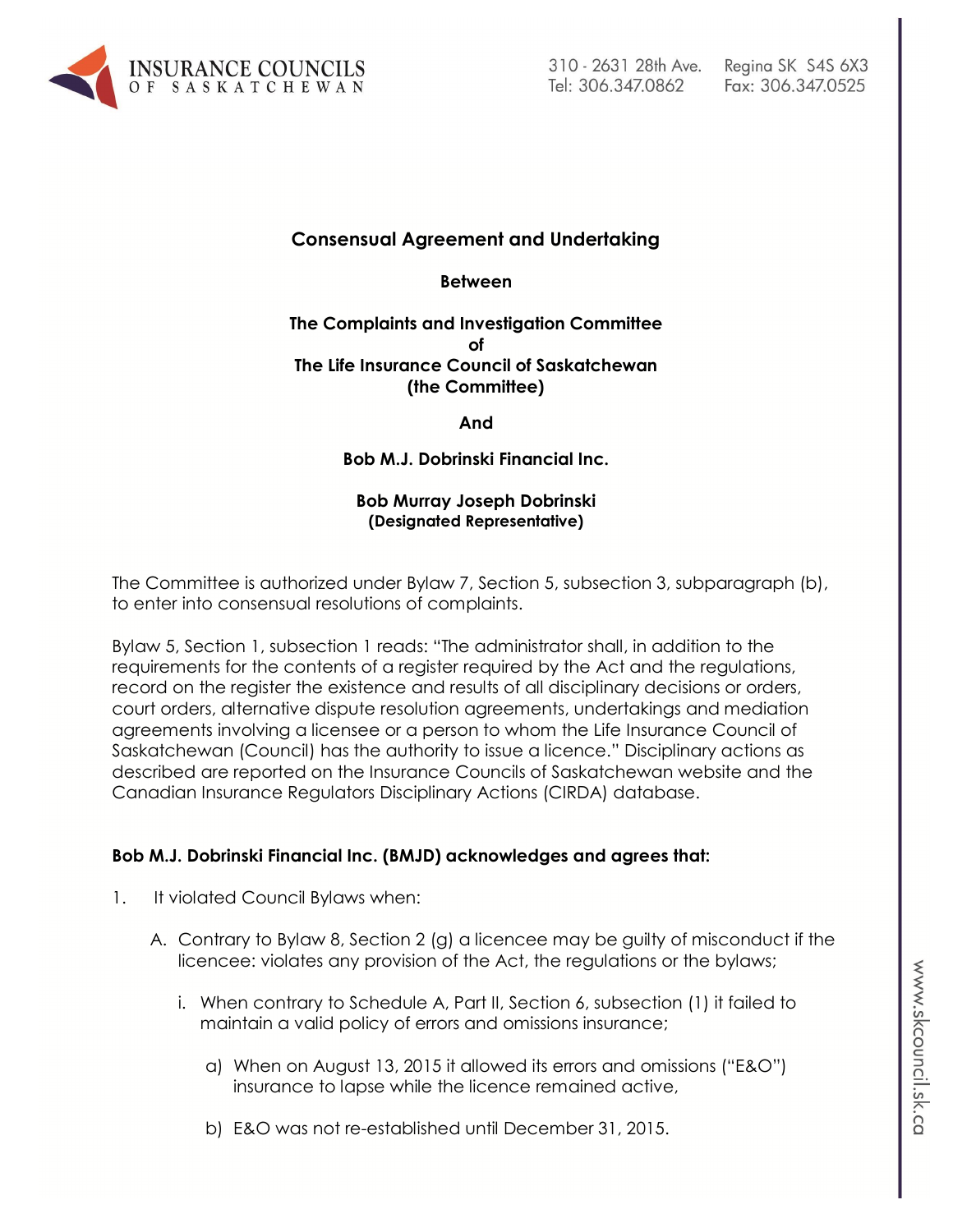**Consensual Agreement and Undertaking**

**Between**

**The Complaints and Investigation Committee of The Life Insurance Council of Saskatchewan (the Committee)**

**And**

**Bob M.J. Dobrinski Financial Inc.**

**Bob Murray Joseph Dobrinski (Designated Representative)**

The Committee is authorized under Bylaw 7, Section 5, subsection 3, subparagraph (b), to enter into consensual resolutions of complaints.

Bylaw 5, Section 1, subsection 1 reads: "The administrator shall, in addition to the requirements for the contents of a register required by the Act and the regulations, record on the register the existence and results of all disciplinary decisions or orders, court orders, alternative dispute resolution agreements, undertakings and mediation agreements involving a licensee or a person to whom the Life Insurance Council of Saskatchewan (Council) has the authority to issue a licence." Disciplinary actions as described are reported on the Insurance Councils of Saskatchewan website and the Canadian Insurance Regulators Disciplinary Actions (CIRDA) database.

**Bob M.J. Dobrinski Financial Inc. (BMJD) acknowledges and agrees that:**

1. It violated Council Bylaws when:

   A. Contrary to Bylaw 8, Section 2 (g) a licencee may be guilty of misconduct if the licencee: violates any provision of the Act, the regulations or the bylaws;

      i. When contrary to Schedule A, Part II, Section 6, subsection (1) it failed to maintain a valid policy of errors and omissions insurance;

         a) When on August 13, 2015 it allowed its errors and omissions ("E&O") insurance to lapse while the licence remained active,

         b) E&O was not re-established until December 31, 2015.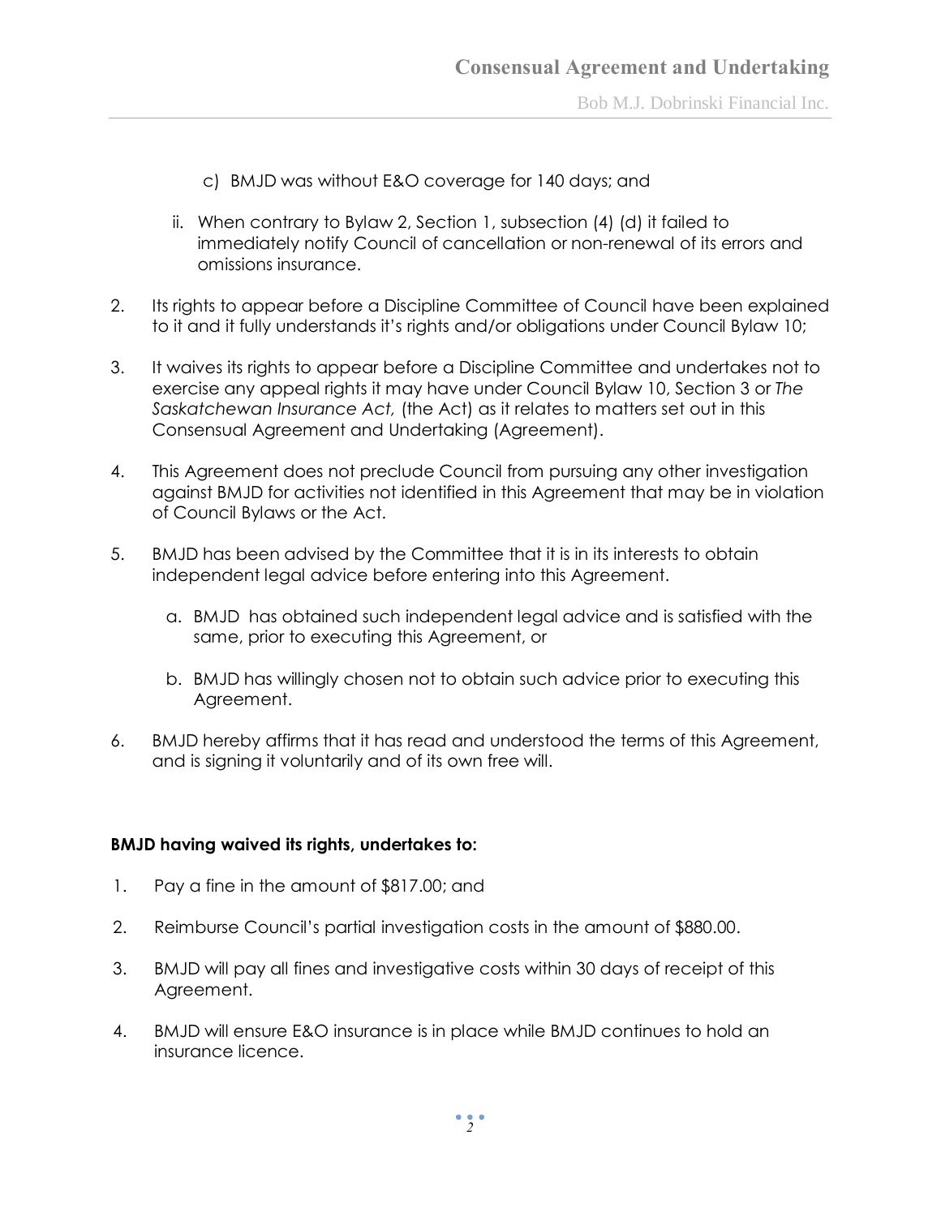c) BMJD was without E&O coverage for 140 days; and

ii. When contrary to Bylaw 2, Section 1, subsection (4) (d) it failed to immediately notify Council of cancellation or non-renewal of its errors and omissions insurance.

2. Its rights to appear before a Discipline Committee of Council have been explained to it and it fully understands it's rights and/or obligations under Council Bylaw 10;

3. It waives its rights to appear before a Discipline Committee and undertakes not to exercise any appeal rights it may have under Council Bylaw 10, Section 3 or *The Saskatchewan Insurance Act,* (the Act) as it relates to matters set out in this Consensual Agreement and Undertaking (Agreement).

4. This Agreement does not preclude Council from pursuing any other investigation against BMJD for activities not identified in this Agreement that may be in violation of Council Bylaws or the Act.

5. BMJD has been advised by the Committee that it is in its interests to obtain independent legal advice before entering into this Agreement.

   a. BMJD has obtained such independent legal advice and is satisfied with the same, prior to executing this Agreement, or

   b. BMJD has willingly chosen not to obtain such advice prior to executing this Agreement.

6. BMJD hereby affirms that it has read and understood the terms of this Agreement, and is signing it voluntarily and of its own free will.

**BMJD having waived its rights, undertakes to:**

1. Pay a fine in the amount of $817.00; and

2. Reimburse Council's partial investigation costs in the amount of $880.00.

3. BMJD will pay all fines and investigative costs within 30 days of receipt of this Agreement.

4. BMJD will ensure E&O insurance is in place while BMJD continues to hold an insurance licence.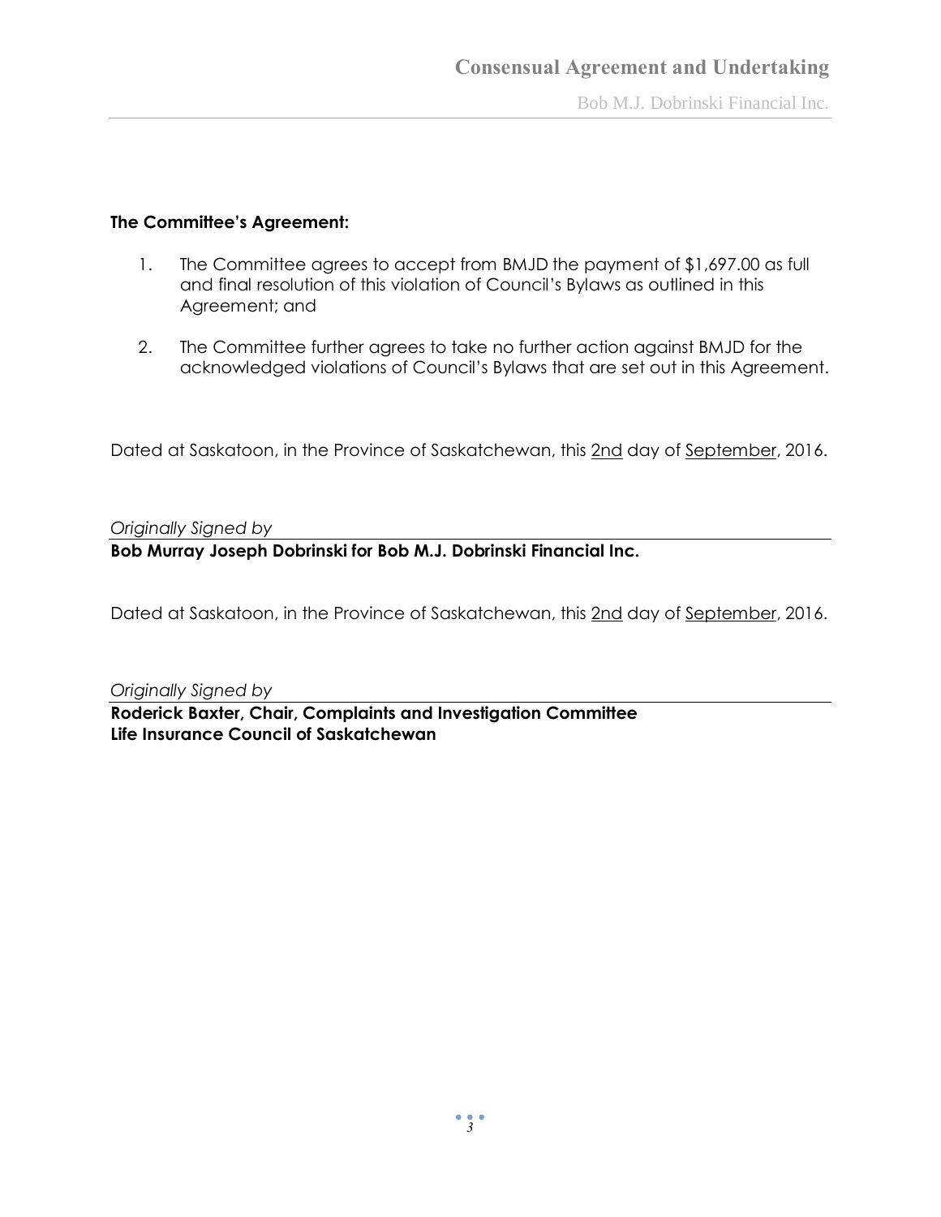**The Committee's Agreement:**

1. The Committee agrees to accept from BMJD the payment of $1,697.00 as full and final resolution of this violation of Council's Bylaws as outlined in this Agreement; and

2. The Committee further agrees to take no further action against BMJD for the acknowledged violations of Council's Bylaws that are set out in this Agreement.

Dated at Saskatoon, in the Province of Saskatchewan, this 2nd day of September, 2016.

*Originally Signed by*

**Bob Murray Joseph Dobrinski for Bob M.J. Dobrinski Financial Inc.**

Dated at Saskatoon, in the Province of Saskatchewan, this 2nd day of September, 2016.

*Originally Signed by*

**Roderick Baxter, Chair, Complaints and Investigation Committee**
**Life Insurance Council of Saskatchewan**